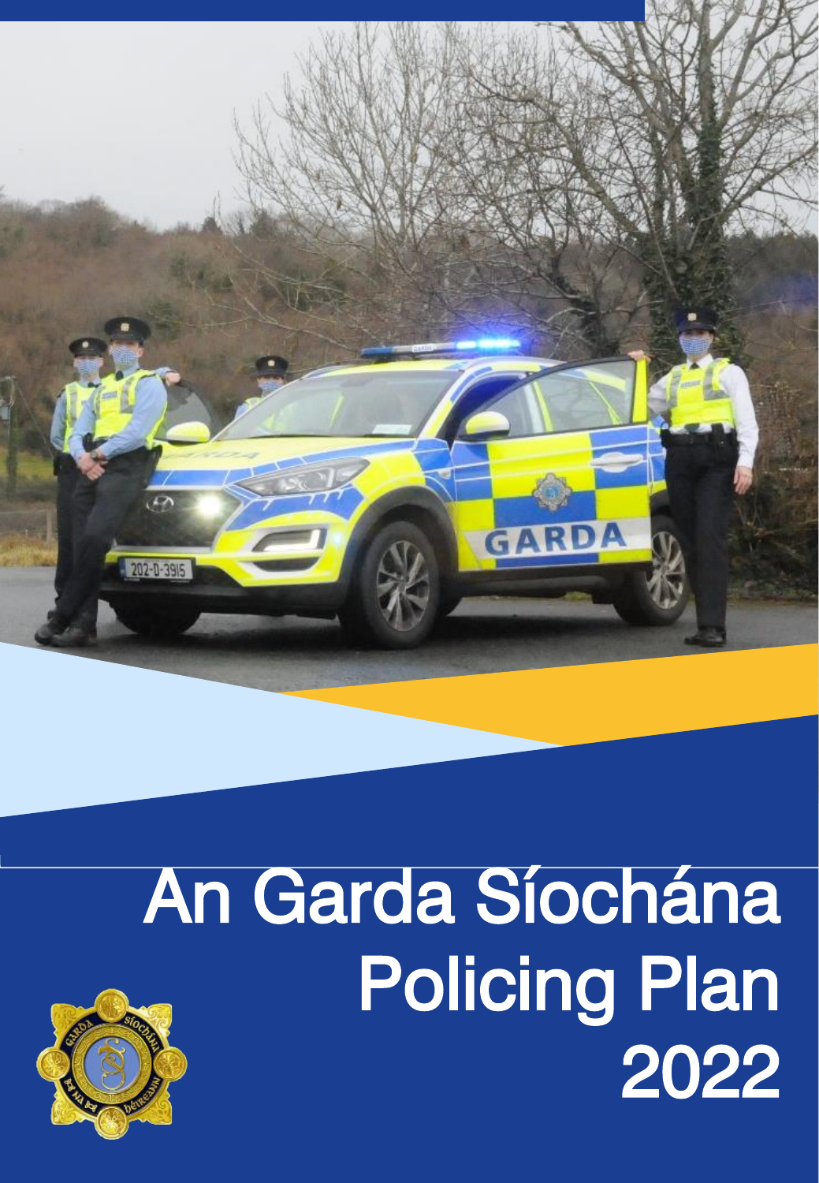# An Garda Síochána Policing Plan 2022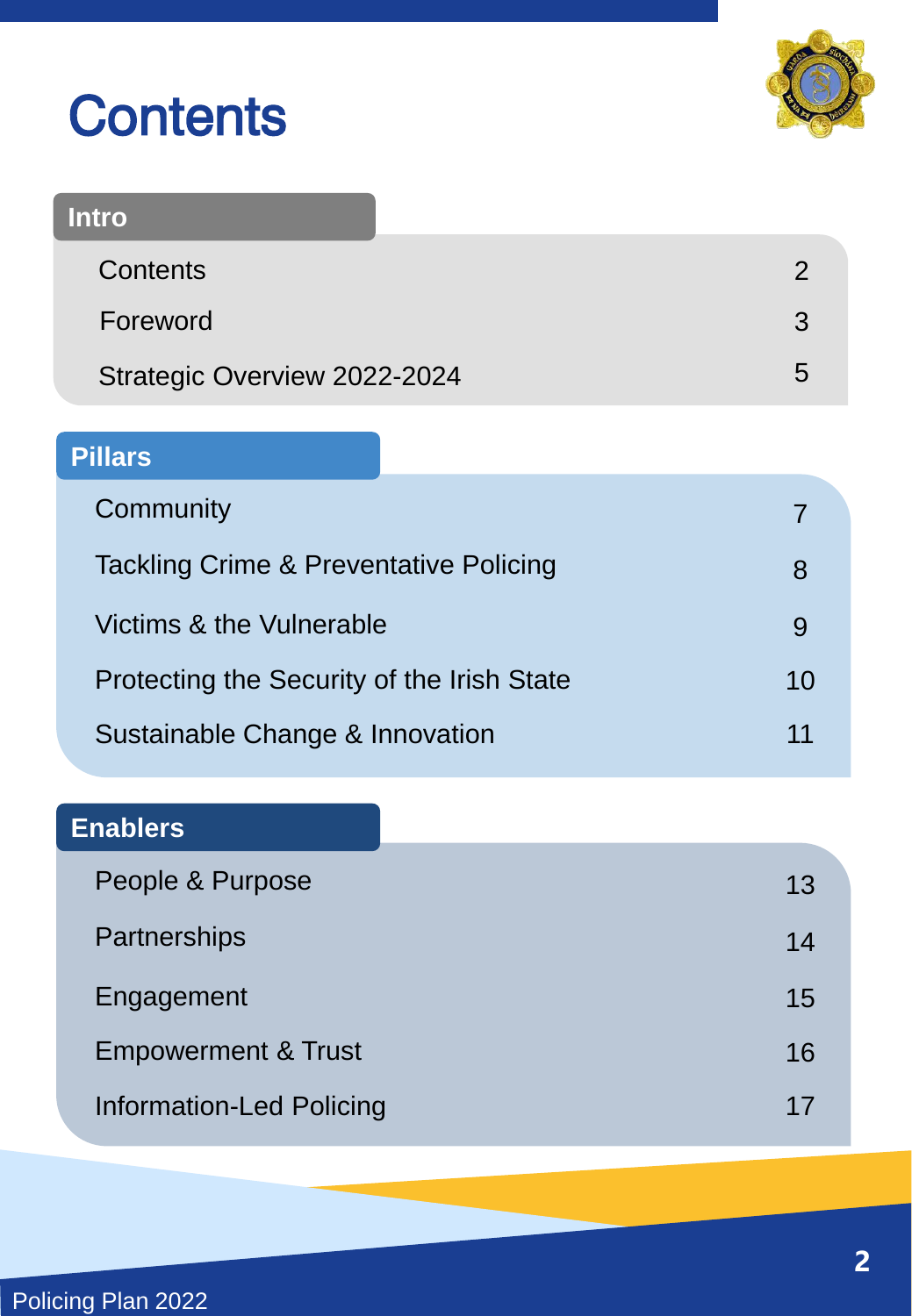# Contents

## Intro

| | |
|---|---|
| Contents | 2 |
| Foreword | 3 |
| Strategic Overview 2022-2024 | 5 |

## Pillars

| | |
|---|---|
| Community | 7 |
| Tackling Crime & Preventative Policing | 8 |
| Victims & the Vulnerable | 9 |
| Protecting the Security of the Irish State | 10 |
| Sustainable Change & Innovation | 11 |

## Enablers

| | |
|---|---|
| People & Purpose | 13 |
| Partnerships | 14 |
| Engagement | 15 |
| Empowerment & Trust | 16 |
| Information-Led Policing | 17 |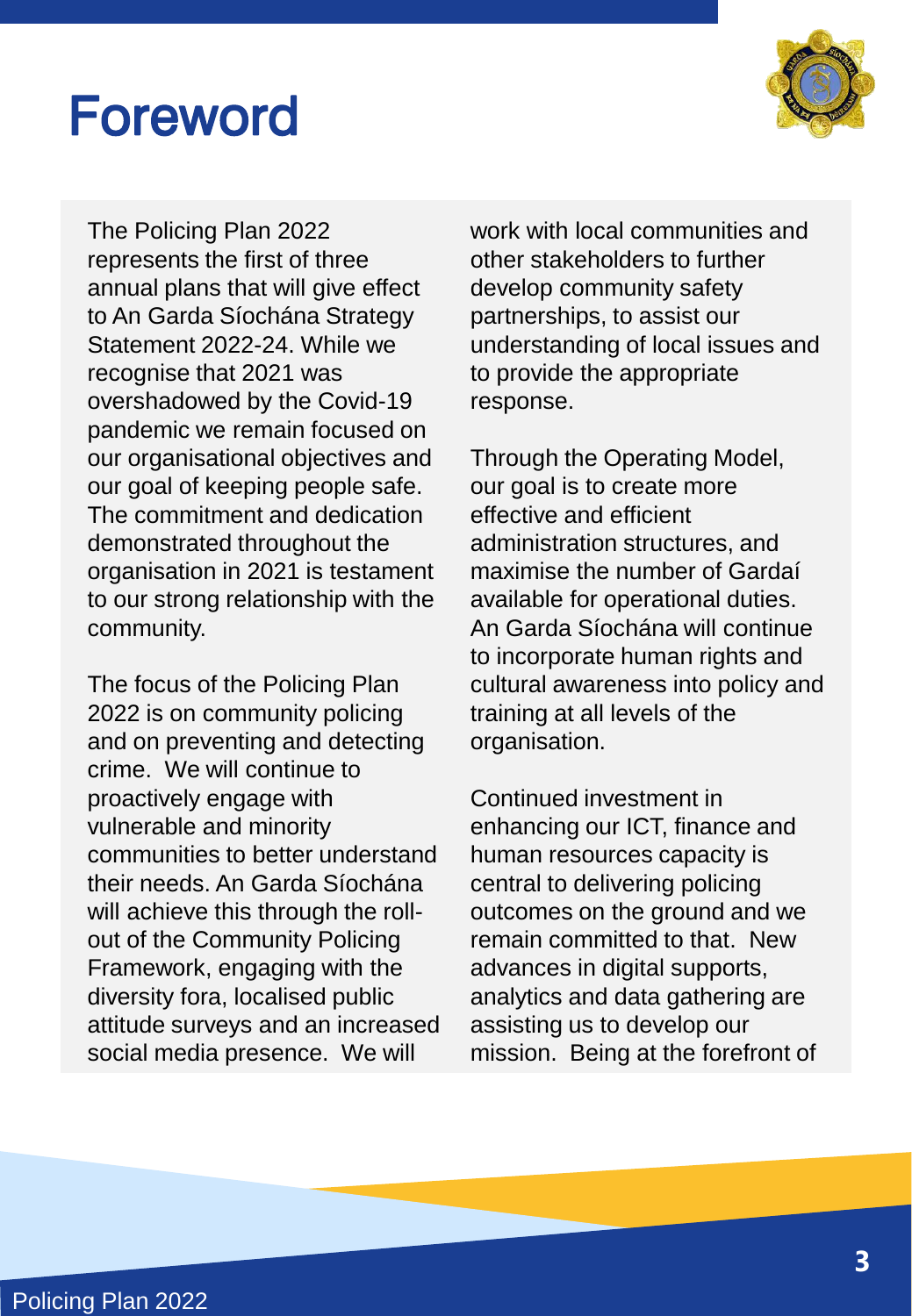# Foreword

The Policing Plan 2022 represents the first of three annual plans that will give effect to An Garda Síochána Strategy Statement 2022-24. While we recognise that 2021 was overshadowed by the Covid-19 pandemic we remain focused on our organisational objectives and our goal of keeping people safe. The commitment and dedication demonstrated throughout the organisation in 2021 is testament to our strong relationship with the community.

The focus of the Policing Plan 2022 is on community policing and on preventing and detecting crime. We will continue to proactively engage with vulnerable and minority communities to better understand their needs. An Garda Síochána will achieve this through the roll-out of the Community Policing Framework, engaging with the diversity fora, localised public attitude surveys and an increased social media presence. We will work with local communities and other stakeholders to further develop community safety partnerships, to assist our understanding of local issues and to provide the appropriate response.

Through the Operating Model, our goal is to create more effective and efficient administration structures, and maximise the number of Gardaí available for operational duties. An Garda Síochána will continue to incorporate human rights and cultural awareness into policy and training at all levels of the organisation.

Continued investment in enhancing our ICT, finance and human resources capacity is central to delivering policing outcomes on the ground and we remain committed to that. New advances in digital supports, analytics and data gathering are assisting us to develop our mission. Being at the forefront of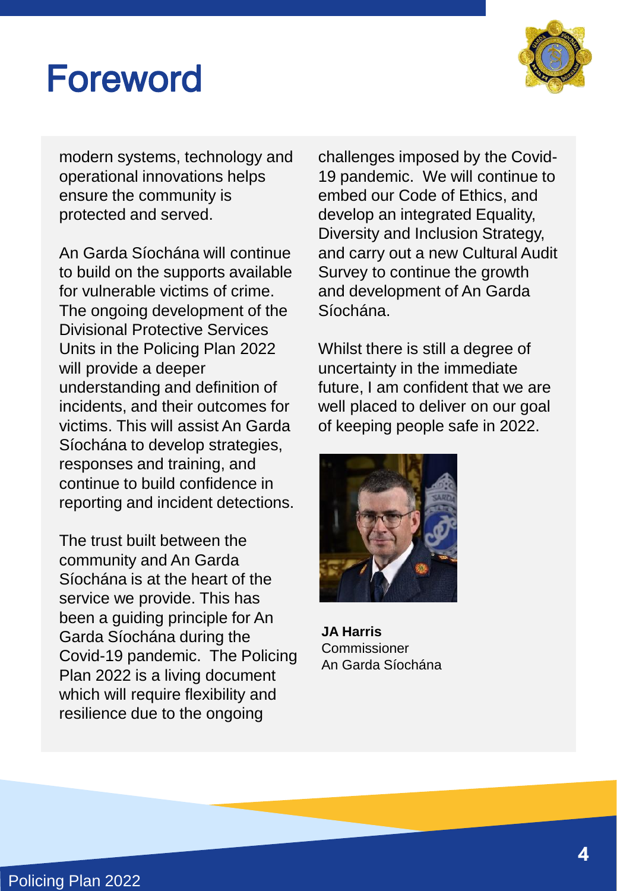# Foreword

modern systems, technology and operational innovations helps ensure the community is protected and served.

An Garda Síochána will continue to build on the supports available for vulnerable victims of crime. The ongoing development of the Divisional Protective Services Units in the Policing Plan 2022 will provide a deeper understanding and definition of incidents, and their outcomes for victims. This will assist An Garda Síochána to develop strategies, responses and training, and continue to build confidence in reporting and incident detections.

The trust built between the community and An Garda Síochána is at the heart of the service we provide. This has been a guiding principle for An Garda Síochána during the Covid-19 pandemic. The Policing Plan 2022 is a living document which will require flexibility and resilience due to the ongoing challenges imposed by the Covid-19 pandemic. We will continue to embed our Code of Ethics, and develop an integrated Equality, Diversity and Inclusion Strategy, and carry out a new Cultural Audit Survey to continue the growth and development of An Garda Síochána.

Whilst there is still a degree of uncertainty in the immediate future, I am confident that we are well placed to deliver on our goal of keeping people safe in 2022.

**JA Harris**
Commissioner
An Garda Síochána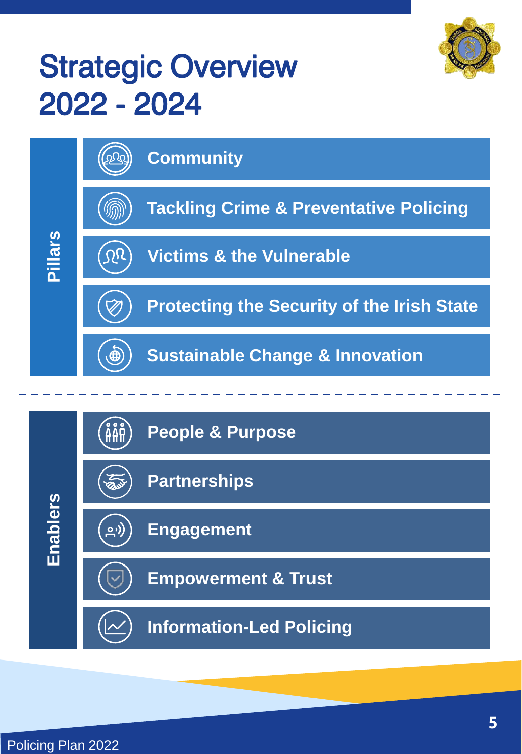# Strategic Overview 2022 - 2024

## Pillars

- Community
- Tackling Crime & Preventative Policing
- Victims & the Vulnerable
- Protecting the Security of the Irish State
- Sustainable Change & Innovation

---

## Enablers

- People & Purpose
- Partnerships
- Engagement
- Empowerment & Trust
- Information-Led Policing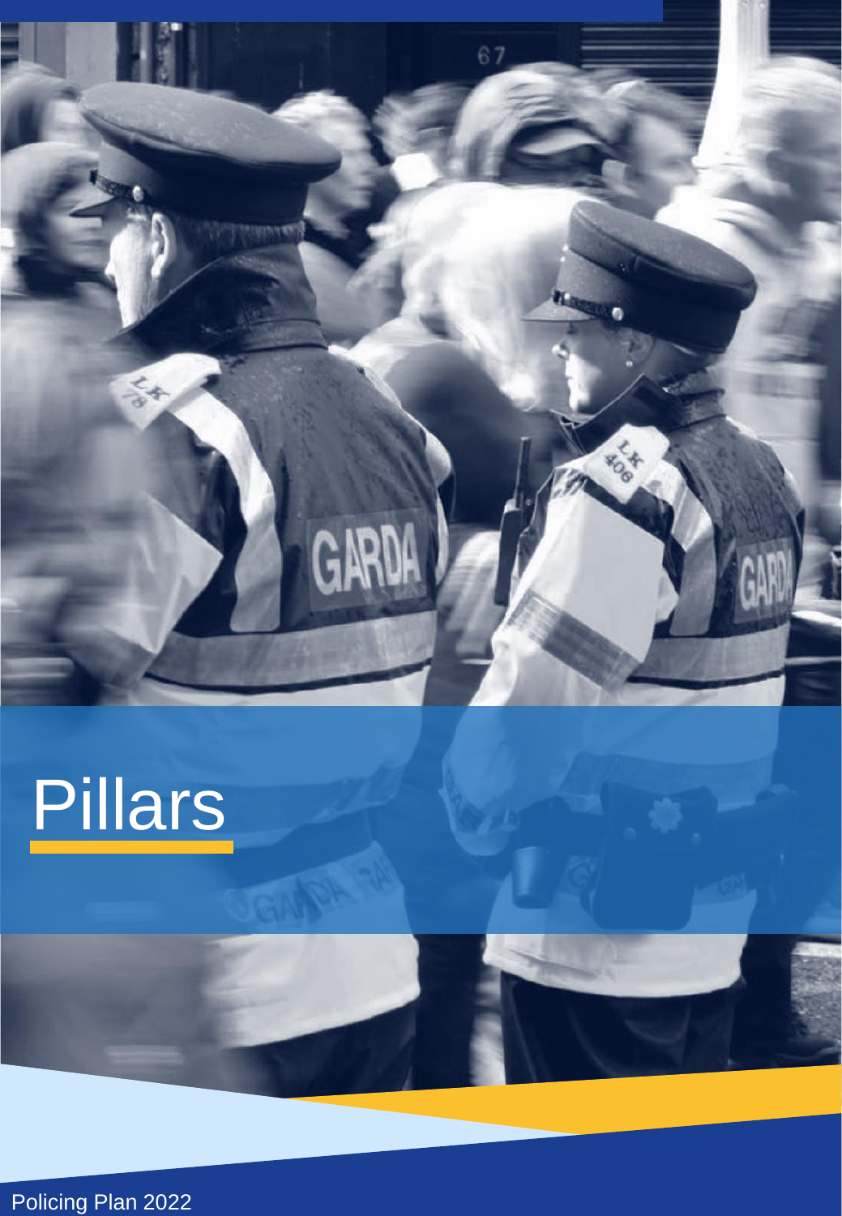# Pillars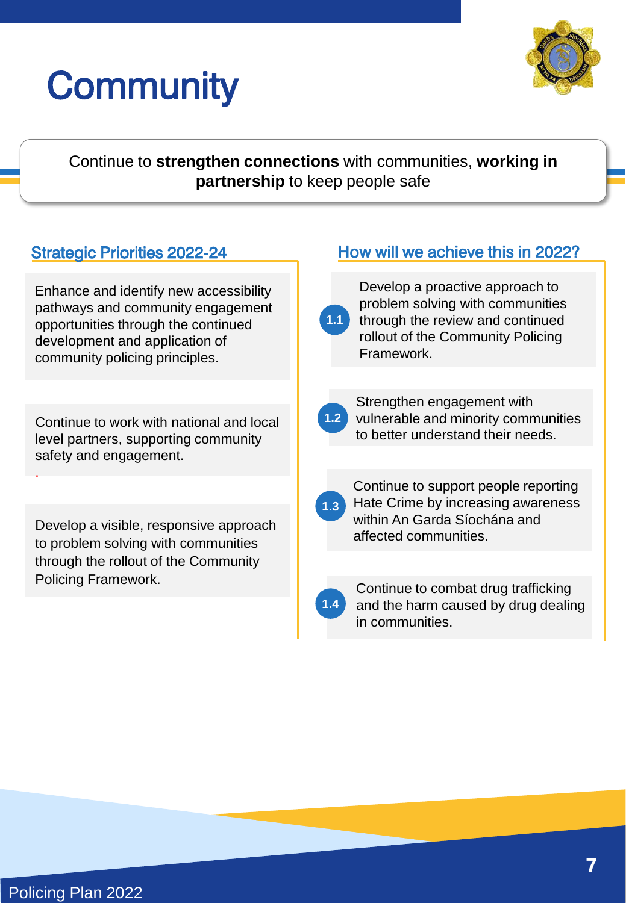# Community

Continue to **strengthen connections** with communities, **working in partnership** to keep people safe

## Strategic Priorities 2022-24

Enhance and identify new accessibility pathways and community engagement opportunities through the continued development and application of community policing principles.

Continue to work with national and local level partners, supporting community safety and engagement.

Develop a visible, responsive approach to problem solving with communities through the rollout of the Community Policing Framework.

## How will we achieve this in 2022?

**1.1** Develop a proactive approach to problem solving with communities through the review and continued rollout of the Community Policing Framework.

**1.2** Strengthen engagement with vulnerable and minority communities to better understand their needs.

**1.3** Continue to support people reporting Hate Crime by increasing awareness within An Garda Síochána and affected communities.

**1.4** Continue to combat drug trafficking and the harm caused by drug dealing in communities.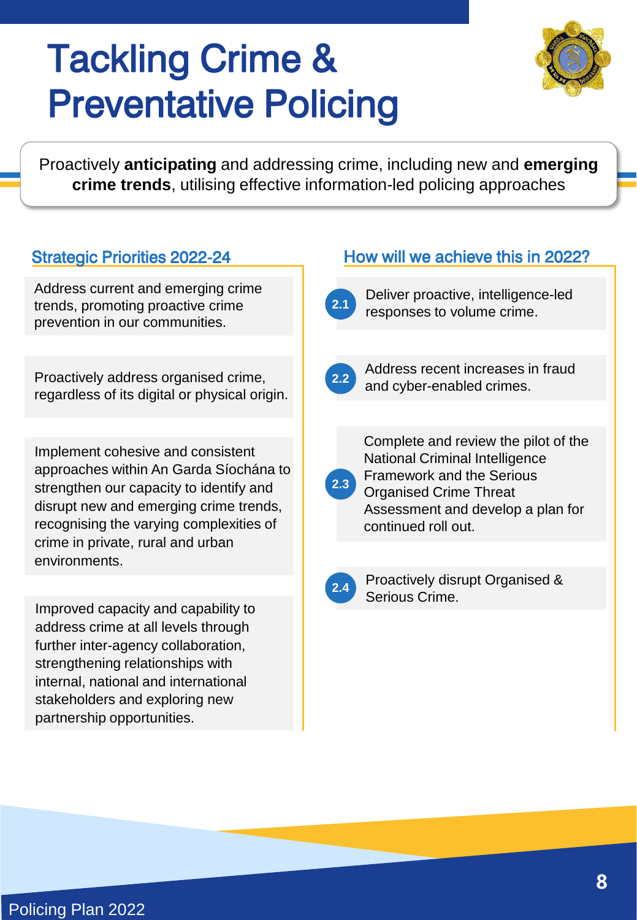# Tackling Crime & Preventative Policing

Proactively **anticipating** and addressing crime, including new and **emerging crime trends**, utilising effective information-led policing approaches

## Strategic Priorities 2022-24

- Address current and emerging crime trends, promoting proactive crime prevention in our communities.
- Proactively address organised crime, regardless of its digital or physical origin.
- Implement cohesive and consistent approaches within An Garda Síochána to strengthen our capacity to identify and disrupt new and emerging crime trends, recognising the varying complexities of crime in private, rural and urban environments.
- Improved capacity and capability to address crime at all levels through further inter-agency collaboration, strengthening relationships with internal, national and international stakeholders and exploring new partnership opportunities.

## How will we achieve this in 2022?

**2.1** Deliver proactive, intelligence-led responses to volume crime.

**2.2** Address recent increases in fraud and cyber-enabled crimes.

**2.3** Complete and review the pilot of the National Criminal Intelligence Framework and the Serious Organised Crime Threat Assessment and develop a plan for continued roll out.

**2.4** Proactively disrupt Organised & Serious Crime.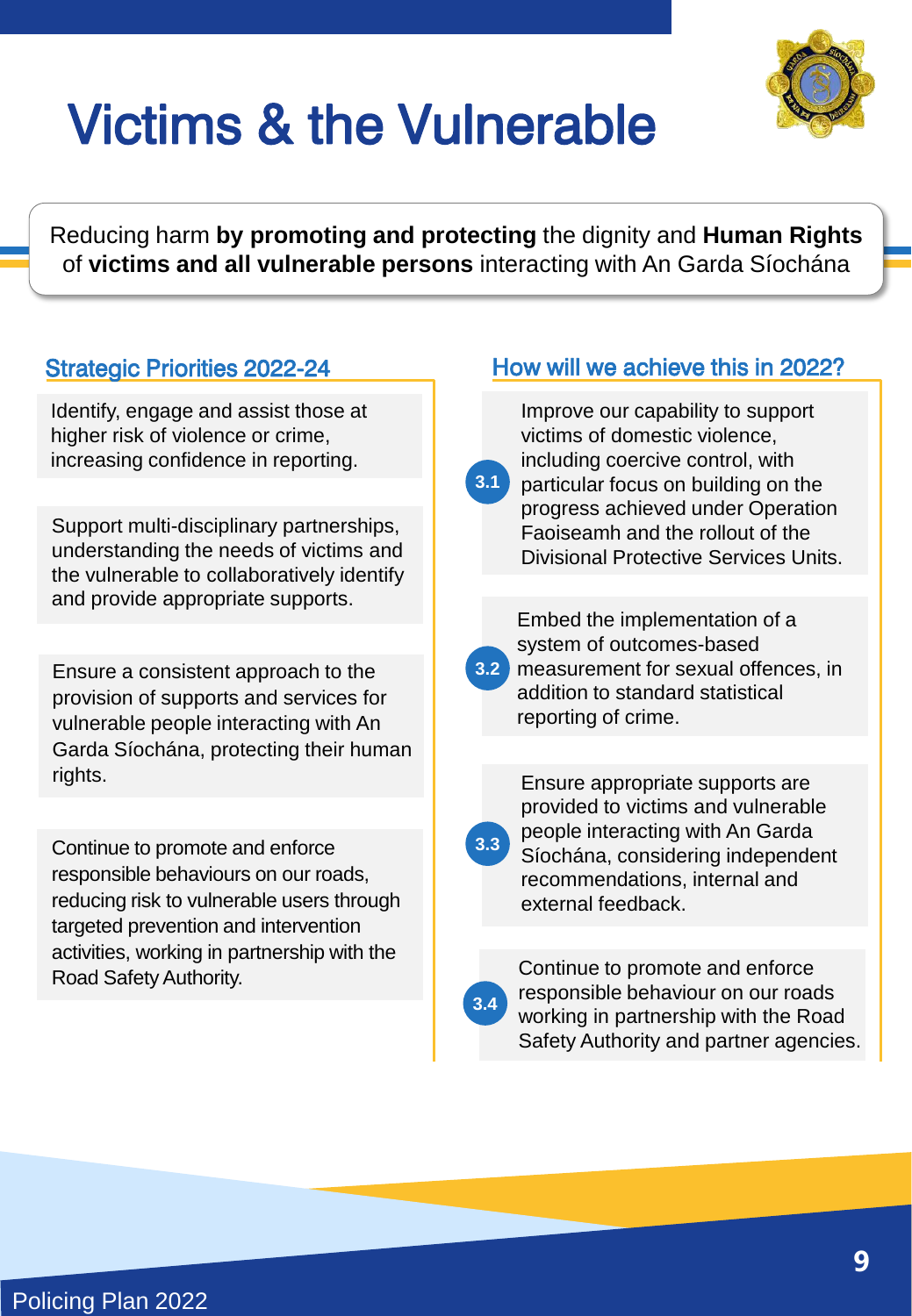# Victims & the Vulnerable

Reducing harm **by promoting and protecting** the dignity and **Human Rights** of **victims and all vulnerable persons** interacting with An Garda Síochána

## Strategic Priorities 2022-24

Identify, engage and assist those at higher risk of violence or crime, increasing confidence in reporting.

Support multi-disciplinary partnerships, understanding the needs of victims and the vulnerable to collaboratively identify and provide appropriate supports.

Ensure a consistent approach to the provision of supports and services for vulnerable people interacting with An Garda Síochána, protecting their human rights.

Continue to promote and enforce responsible behaviours on our roads, reducing risk to vulnerable users through targeted prevention and intervention activities, working in partnership with the Road Safety Authority.

## How will we achieve this in 2022?

**3.1** Improve our capability to support victims of domestic violence, including coercive control, with particular focus on building on the progress achieved under Operation Faoiseamh and the rollout of the Divisional Protective Services Units.

**3.2** Embed the implementation of a system of outcomes-based measurement for sexual offences, in addition to standard statistical reporting of crime.

**3.3** Ensure appropriate supports are provided to victims and vulnerable people interacting with An Garda Síochána, considering independent recommendations, internal and external feedback.

**3.4** Continue to promote and enforce responsible behaviour on our roads working in partnership with the Road Safety Authority and partner agencies.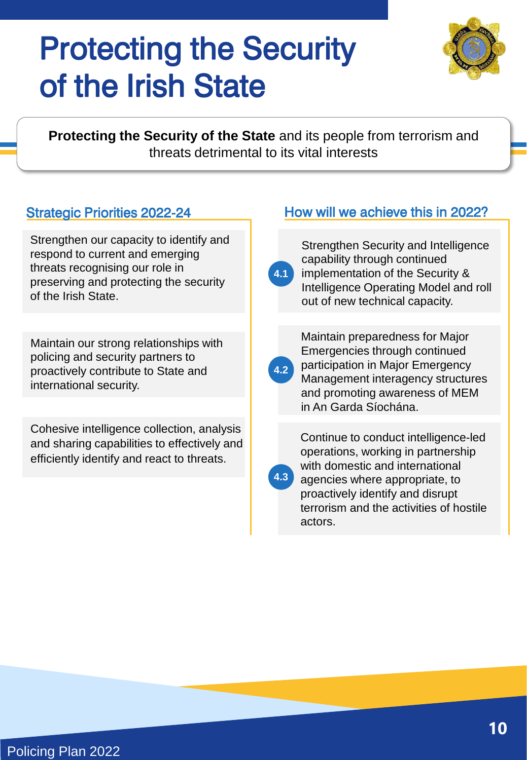# Protecting the Security of the Irish State

**Protecting the Security of the State** and its people from terrorism and threats detrimental to its vital interests

## Strategic Priorities 2022-24

Strengthen our capacity to identify and respond to current and emerging threats recognising our role in preserving and protecting the security of the Irish State.

Maintain our strong relationships with policing and security partners to proactively contribute to State and international security.

Cohesive intelligence collection, analysis and sharing capabilities to effectively and efficiently identify and react to threats.

## How will we achieve this in 2022?

**4.1** Strengthen Security and Intelligence capability through continued implementation of the Security & Intelligence Operating Model and roll out of new technical capacity.

**4.2** Maintain preparedness for Major Emergencies through continued participation in Major Emergency Management interagency structures and promoting awareness of MEM in An Garda Síochána.

**4.3** Continue to conduct intelligence-led operations, working in partnership with domestic and international agencies where appropriate, to proactively identify and disrupt terrorism and the activities of hostile actors.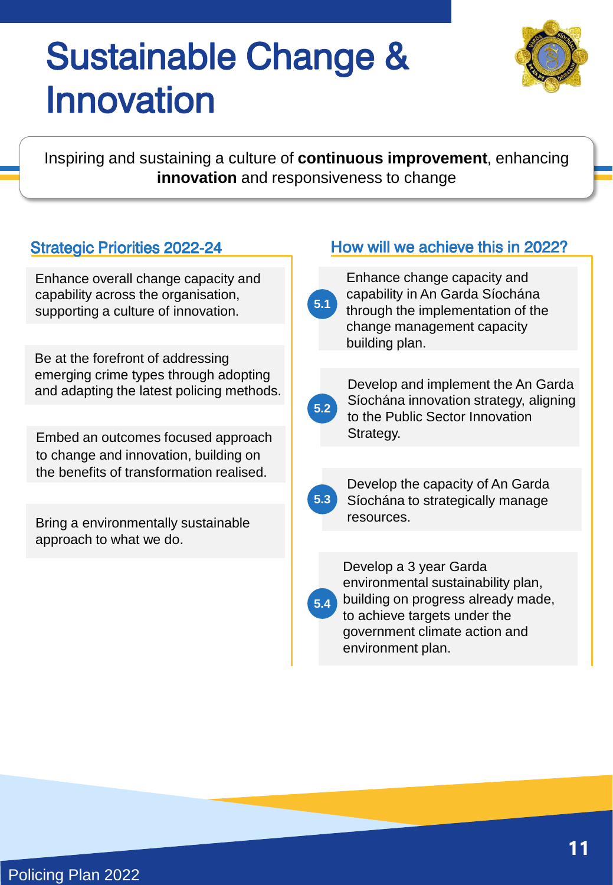# Sustainable Change & Innovation

Inspiring and sustaining a culture of **continuous improvement**, enhancing **innovation** and responsiveness to change

## Strategic Priorities 2022-24

- Enhance overall change capacity and capability across the organisation, supporting a culture of innovation.
- Be at the forefront of addressing emerging crime types through adopting and adapting the latest policing methods.
- Embed an outcomes focused approach to change and innovation, building on the benefits of transformation realised.
- Bring a environmentally sustainable approach to what we do.

## How will we achieve this in 2022?

**5.1** Enhance change capacity and capability in An Garda Síochána through the implementation of the change management capacity building plan.

**5.2** Develop and implement the An Garda Síochána innovation strategy, aligning to the Public Sector Innovation Strategy.

**5.3** Develop the capacity of An Garda Síochána to strategically manage resources.

**5.4** Develop a 3 year Garda environmental sustainability plan, building on progress already made, to achieve targets under the government climate action and environment plan.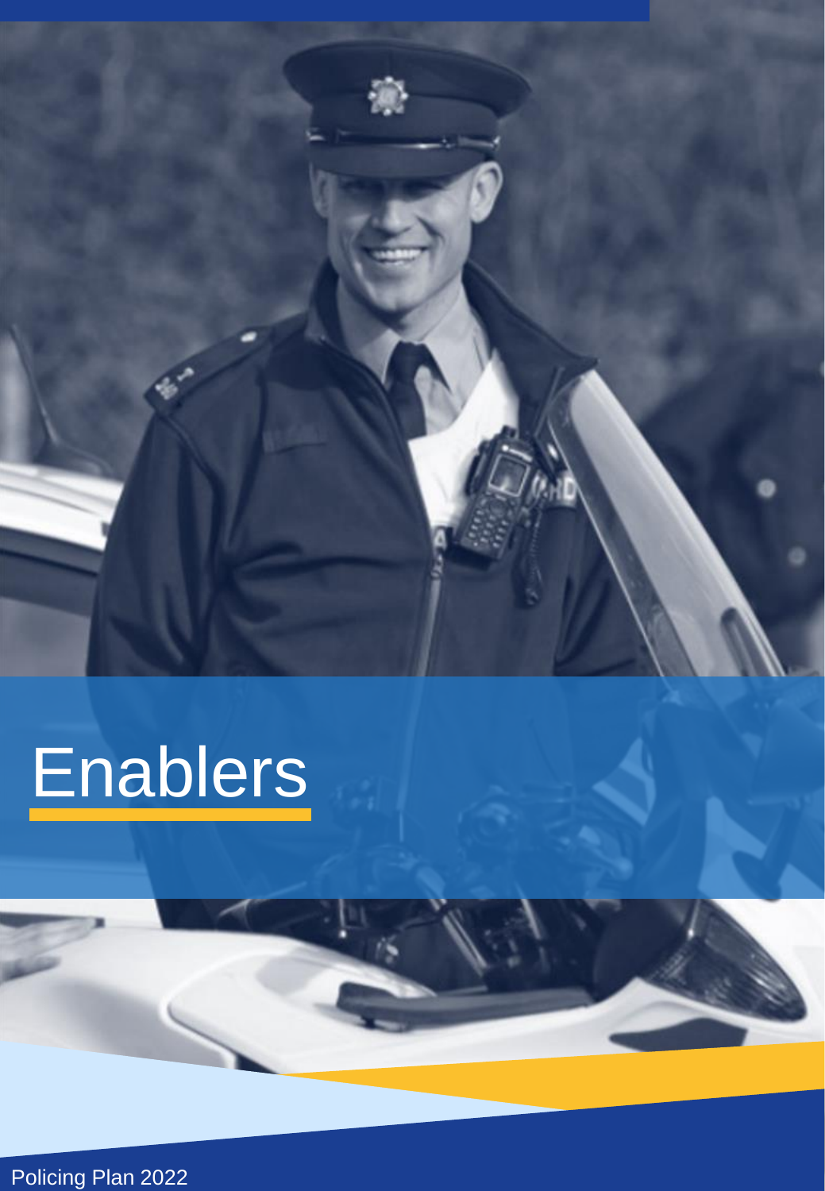# Enablers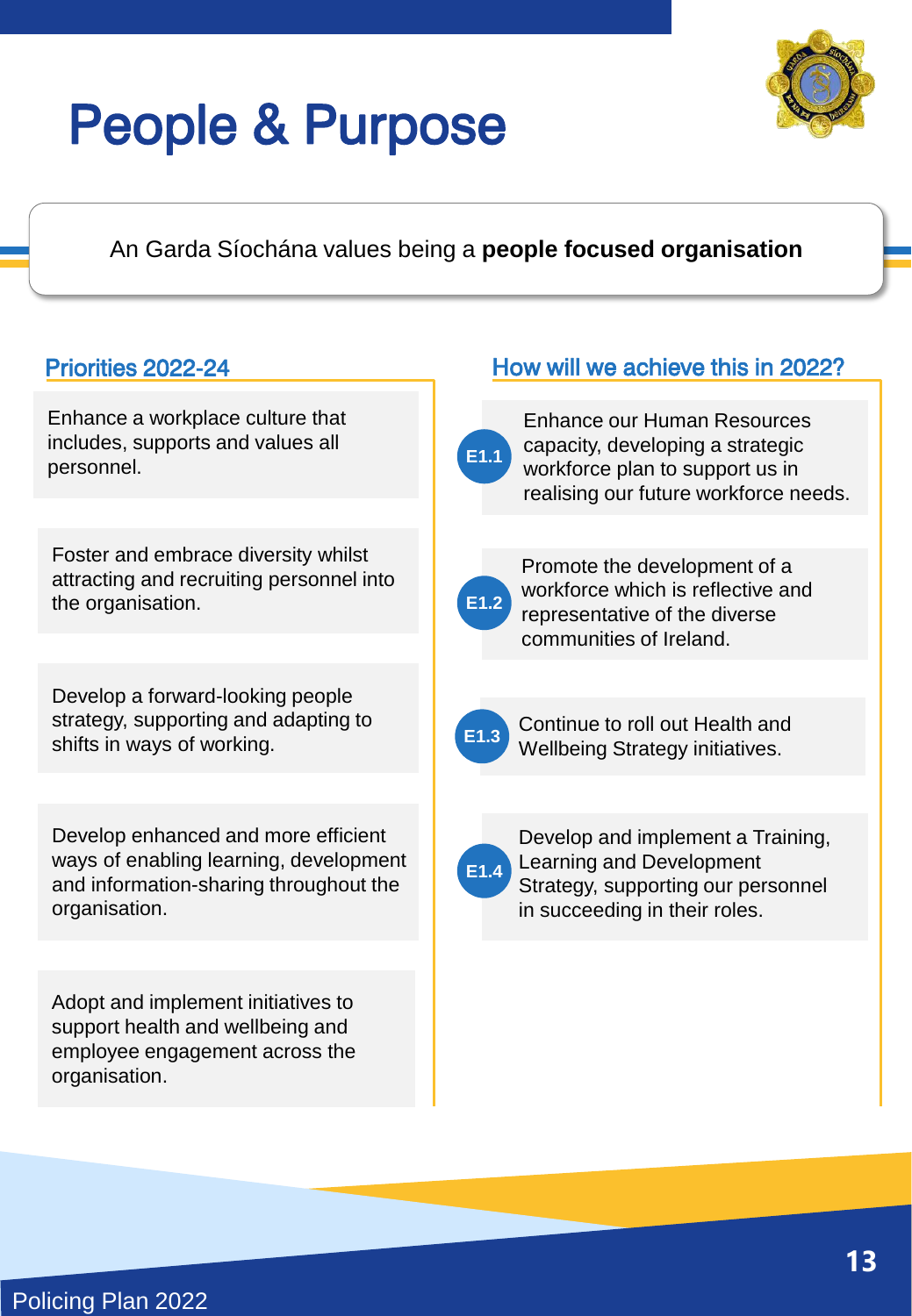# People & Purpose

An Garda Síochána values being a **people focused organisation**

## Priorities 2022-24

Enhance a workplace culture that includes, supports and values all personnel.

Foster and embrace diversity whilst attracting and recruiting personnel into the organisation.

Develop a forward-looking people strategy, supporting and adapting to shifts in ways of working.

Develop enhanced and more efficient ways of enabling learning, development and information-sharing throughout the organisation.

Adopt and implement initiatives to support health and wellbeing and employee engagement across the organisation.

## How will we achieve this in 2022?

**E1.1** Enhance our Human Resources capacity, developing a strategic workforce plan to support us in realising our future workforce needs.

**E1.2** Promote the development of a workforce which is reflective and representative of the diverse communities of Ireland.

**E1.3** Continue to roll out Health and Wellbeing Strategy initiatives.

**E1.4** Develop and implement a Training, Learning and Development Strategy, supporting our personnel in succeeding in their roles.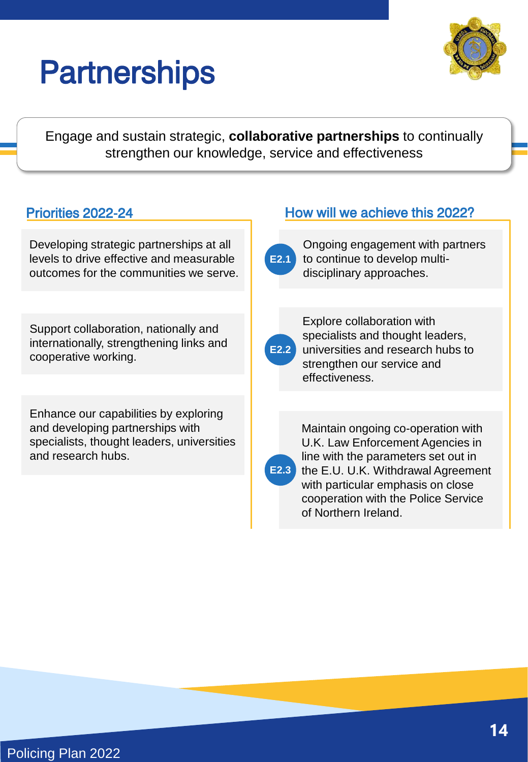# Partnerships

Engage and sustain strategic, **collaborative partnerships** to continually strengthen our knowledge, service and effectiveness

## Priorities 2022-24

Developing strategic partnerships at all levels to drive effective and measurable outcomes for the communities we serve.

Support collaboration, nationally and internationally, strengthening links and cooperative working.

Enhance our capabilities by exploring and developing partnerships with specialists, thought leaders, universities and research hubs.

## How will we achieve this 2022?

**E2.1** Ongoing engagement with partners to continue to develop multi-disciplinary approaches.

**E2.2** Explore collaboration with specialists and thought leaders, universities and research hubs to strengthen our service and effectiveness.

**E2.3** Maintain ongoing co-operation with U.K. Law Enforcement Agencies in line with the parameters set out in the E.U. U.K. Withdrawal Agreement with particular emphasis on close cooperation with the Police Service of Northern Ireland.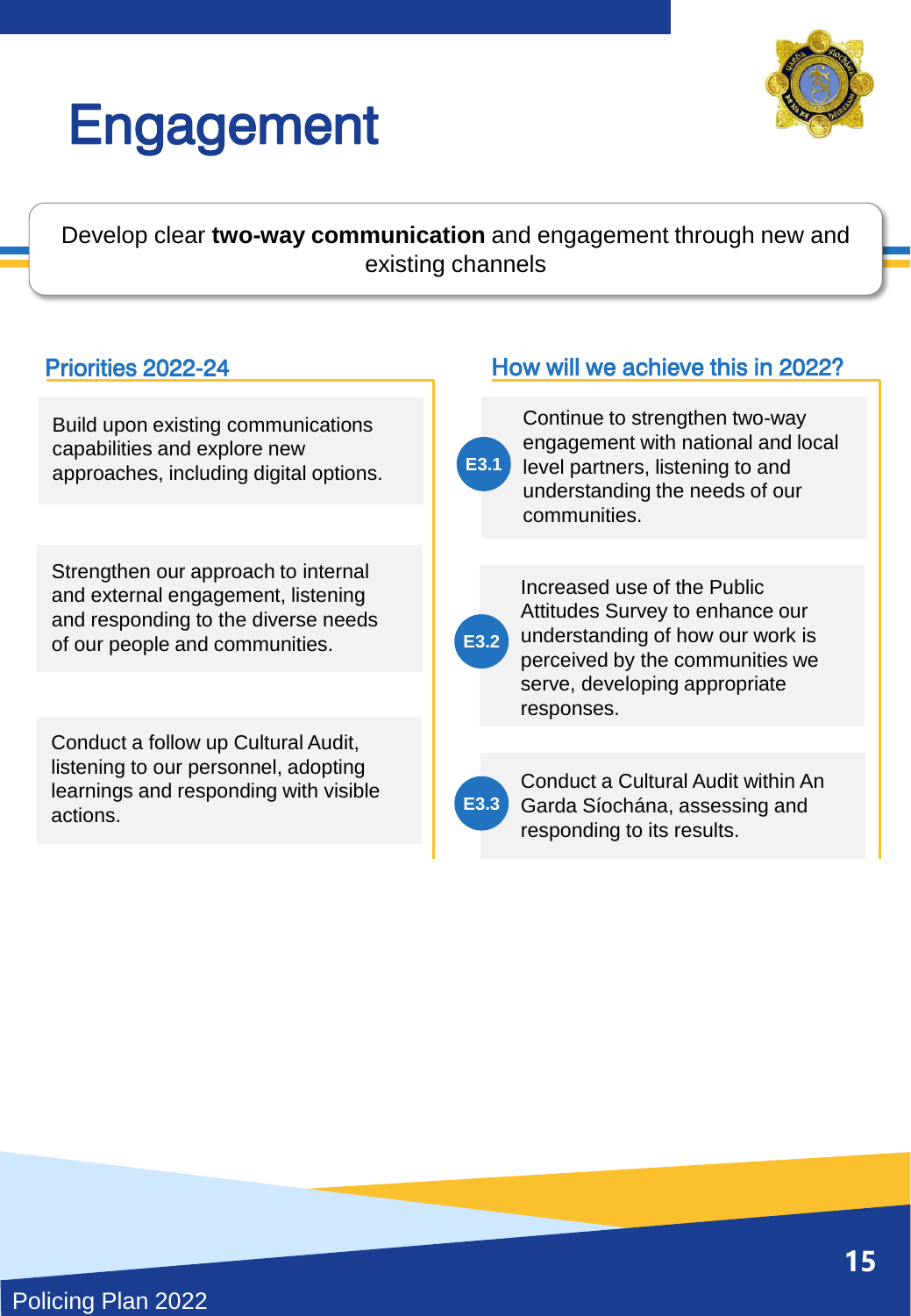# Engagement

Develop clear **two-way communication** and engagement through new and existing channels

## Priorities 2022-24

Build upon existing communications capabilities and explore new approaches, including digital options.

Strengthen our approach to internal and external engagement, listening and responding to the diverse needs of our people and communities.

Conduct a follow up Cultural Audit, listening to our personnel, adopting learnings and responding with visible actions.

## How will we achieve this in 2022?

**E3.1** Continue to strengthen two-way engagement with national and local level partners, listening to and understanding the needs of our communities.

**E3.2** Increased use of the Public Attitudes Survey to enhance our understanding of how our work is perceived by the communities we serve, developing appropriate responses.

**E3.3** Conduct a Cultural Audit within An Garda Síochána, assessing and responding to its results.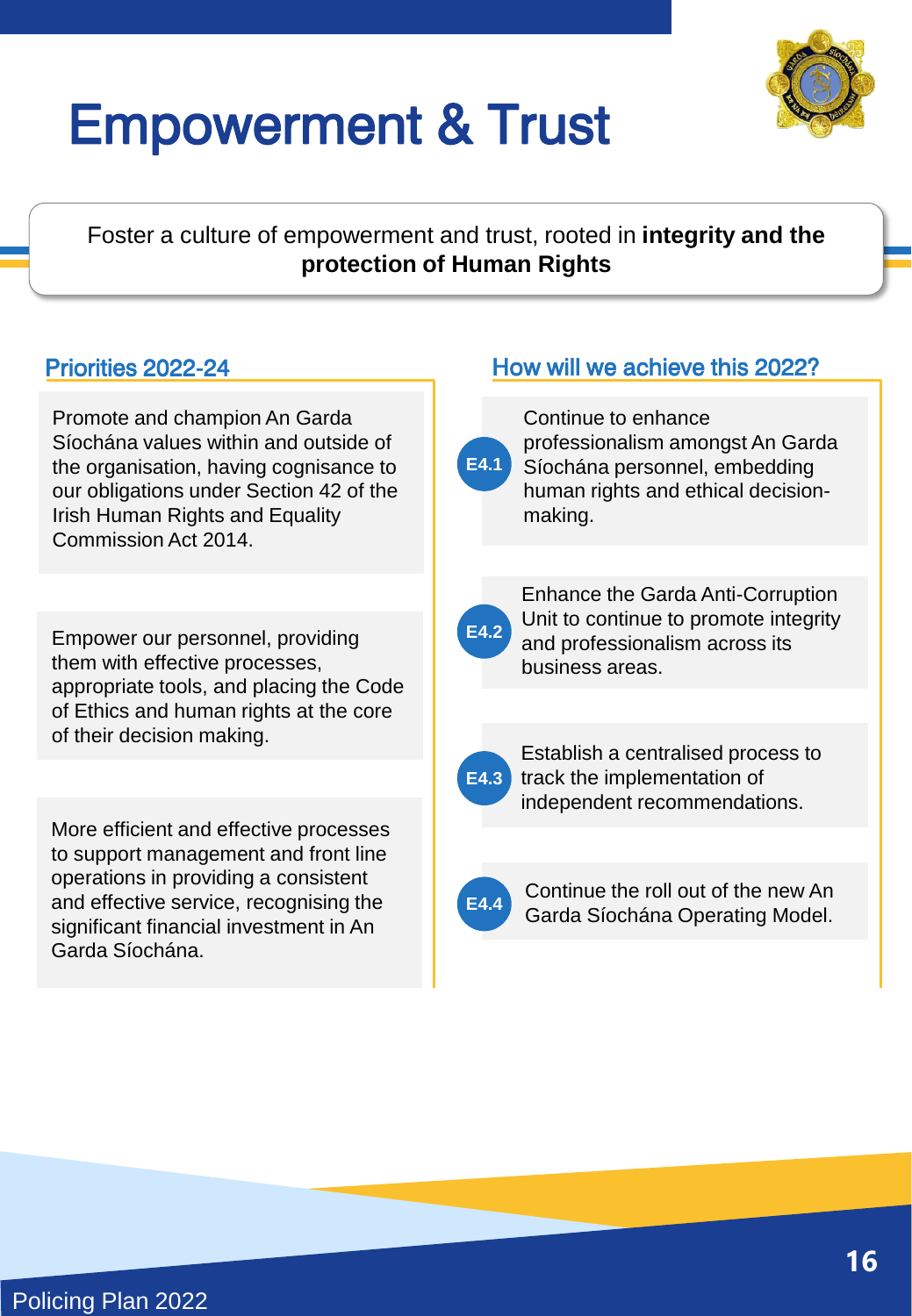# Empowerment & Trust

Foster a culture of empowerment and trust, rooted in **integrity and the protection of Human Rights**

## Priorities 2022-24

Promote and champion An Garda Síochána values within and outside of the organisation, having cognisance to our obligations under Section 42 of the Irish Human Rights and Equality Commission Act 2014.

Empower our personnel, providing them with effective processes, appropriate tools, and placing the Code of Ethics and human rights at the core of their decision making.

More efficient and effective processes to support management and front line operations in providing a consistent and effective service, recognising the significant financial investment in An Garda Síochána.

## How will we achieve this 2022?

**E4.1** Continue to enhance professionalism amongst An Garda Síochána personnel, embedding human rights and ethical decision-making.

**E4.2** Enhance the Garda Anti-Corruption Unit to continue to promote integrity and professionalism across its business areas.

**E4.3** Establish a centralised process to track the implementation of independent recommendations.

**E4.4** Continue the roll out of the new An Garda Síochána Operating Model.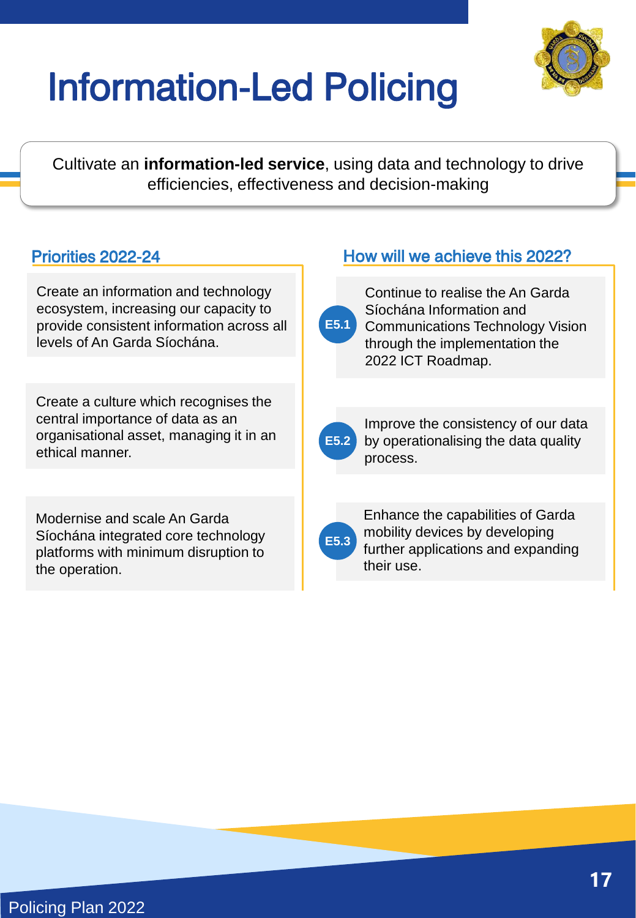# Information-Led Policing

Cultivate an **information-led service**, using data and technology to drive efficiencies, effectiveness and decision-making

## Priorities 2022-24

Create an information and technology ecosystem, increasing our capacity to provide consistent information across all levels of An Garda Síochána.

Create a culture which recognises the central importance of data as an organisational asset, managing it in an ethical manner.

Modernise and scale An Garda Síochána integrated core technology platforms with minimum disruption to the operation.

## How will we achieve this 2022?

**E5.1** Continue to realise the An Garda Síochána Information and Communications Technology Vision through the implementation the 2022 ICT Roadmap.

**E5.2** Improve the consistency of our data by operationalising the data quality process.

**E5.3** Enhance the capabilities of Garda mobility devices by developing further applications and expanding their use.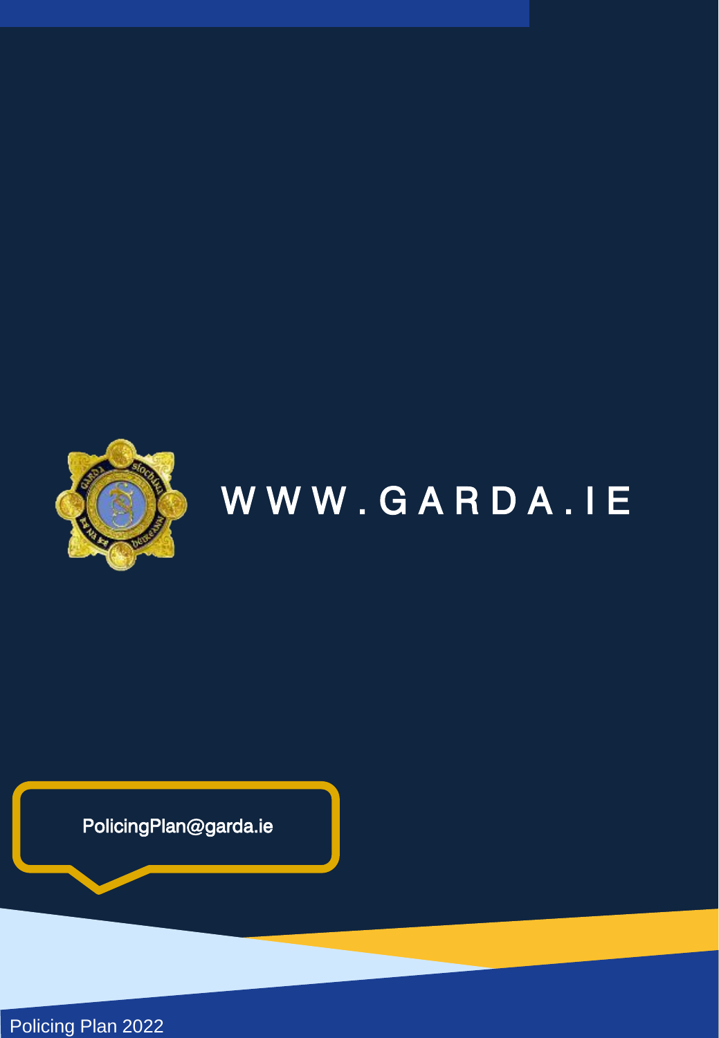WWW.GARDA.IE

PolicingPlan@garda.ie